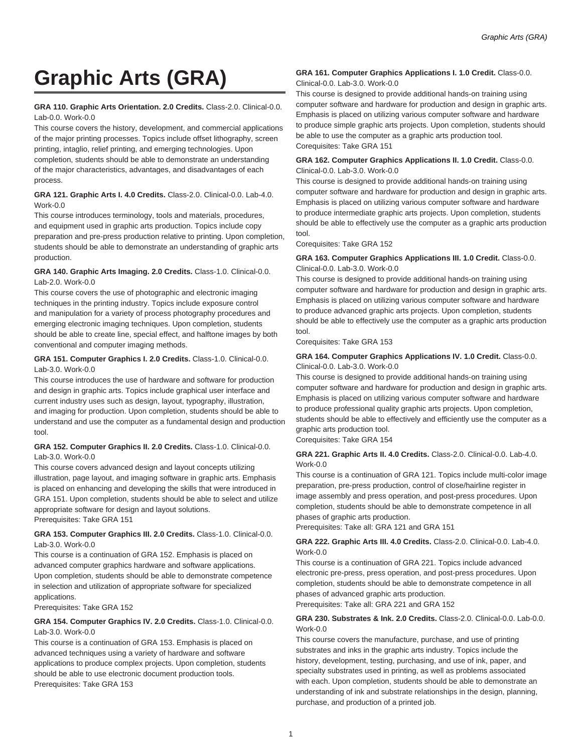# Graphic Arts (GRA)

**GRA 110. Graphic Arts Orientation. 2.0 Credits.** Class-2.0. Clinical-0.0. Lab-0.0. Work-0.0

This course covers the history, development, and commercial applications of the major printing processes. Topics include offset lithography, screen printing, intaglio, relief printing, and emerging technologies. Upon completion, students should be able to demonstrate an understanding of the major characteristics, advantages, and disadvantages of each process.

**GRA 121. Graphic Arts I. 4.0 Credits.** Class-2.0. Clinical-0.0. Lab-4.0. Work-0.0

This course introduces terminology, tools and materials, procedures, and equipment used in graphic arts production. Topics include copy preparation and pre-press production relative to printing. Upon completion, students should be able to demonstrate an understanding of graphic arts production.

**GRA 140. Graphic Arts Imaging. 2.0 Credits.** Class-1.0. Clinical-0.0. Lab-2.0. Work-0.0

This course covers the use of photographic and electronic imaging techniques in the printing industry. Topics include exposure control and manipulation for a variety of process photography procedures and emerging electronic imaging techniques. Upon completion, students should be able to create line, special effect, and halftone images by both conventional and computer imaging methods.

**GRA 151. Computer Graphics I. 2.0 Credits.** Class-1.0. Clinical-0.0. Lab-3.0. Work-0.0

This course introduces the use of hardware and software for production and design in graphic arts. Topics include graphical user interface and current industry uses such as design, layout, typography, illustration, and imaging for production. Upon completion, students should be able to understand and use the computer as a fundamental design and production tool.

**GRA 152. Computer Graphics II. 2.0 Credits.** Class-1.0. Clinical-0.0. Lab-3.0. Work-0.0

This course covers advanced design and layout concepts utilizing illustration, page layout, and imaging software in graphic arts. Emphasis is placed on enhancing and developing the skills that were introduced in GRA 151. Upon completion, students should be able to select and utilize appropriate software for design and layout solutions.

Prerequisites: Take GRA 151

**GRA 153. Computer Graphics III. 2.0 Credits.** Class-1.0. Clinical-0.0. Lab-3.0. Work-0.0

This course is a continuation of GRA 152. Emphasis is placed on advanced computer graphics hardware and software applications. Upon completion, students should be able to demonstrate competence in selection and utilization of appropriate software for specialized applications.

Prerequisites: Take GRA 152

**GRA 154. Computer Graphics IV. 2.0 Credits.** Class-1.0. Clinical-0.0. Lab-3.0. Work-0.0

This course is a continuation of GRA 153. Emphasis is placed on advanced techniques using a variety of hardware and software applications to produce complex projects. Upon completion, students should be able to use electronic document production tools.

Prerequisites: Take GRA 153

**GRA 161. Computer Graphics Applications I. 1.0 Credit.** Class-0.0. Clinical-0.0. Lab-3.0. Work-0.0

This course is designed to provide additional hands-on training using computer software and hardware for production and design in graphic arts. Emphasis is placed on utilizing various computer software and hardware to produce simple graphic arts projects. Upon completion, students should be able to use the computer as a graphic arts production tool.

Corequisites: Take GRA 151

**GRA 162. Computer Graphics Applications II. 1.0 Credit.** Class-0.0. Clinical-0.0. Lab-3.0. Work-0.0

This course is designed to provide additional hands-on training using computer software and hardware for production and design in graphic arts. Emphasis is placed on utilizing various computer software and hardware to produce intermediate graphic arts projects. Upon completion, students should be able to effectively use the computer as a graphic arts production tool.

Corequisites: Take GRA 152

**GRA 163. Computer Graphics Applications III. 1.0 Credit.** Class-0.0. Clinical-0.0. Lab-3.0. Work-0.0

This course is designed to provide additional hands-on training using computer software and hardware for production and design in graphic arts. Emphasis is placed on utilizing various computer software and hardware to produce advanced graphic arts projects. Upon completion, students should be able to effectively use the computer as a graphic arts production tool.

Corequisites: Take GRA 153

**GRA 164. Computer Graphics Applications IV. 1.0 Credit.** Class-0.0. Clinical-0.0. Lab-3.0. Work-0.0

This course is designed to provide additional hands-on training using computer software and hardware for production and design in graphic arts. Emphasis is placed on utilizing various computer software and hardware to produce professional quality graphic arts projects. Upon completion, students should be able to effectively and efficiently use the computer as a graphic arts production tool.

Corequisites: Take GRA 154

**GRA 221. Graphic Arts II. 4.0 Credits.** Class-2.0. Clinical-0.0. Lab-4.0. Work-0.0

This course is a continuation of GRA 121. Topics include multi-color image preparation, pre-press production, control of close/hairline register in image assembly and press operation, and post-press procedures. Upon completion, students should be able to demonstrate competence in all phases of graphic arts production.

Prerequisites: Take all: GRA 121 and GRA 151

**GRA 222. Graphic Arts III. 4.0 Credits.** Class-2.0. Clinical-0.0. Lab-4.0. Work-0.0

This course is a continuation of GRA 221. Topics include advanced electronic pre-press, press operation, and post-press procedures. Upon completion, students should be able to demonstrate competence in all phases of advanced graphic arts production.

Prerequisites: Take all: GRA 221 and GRA 152

**GRA 230. Substrates & Ink. 2.0 Credits.** Class-2.0. Clinical-0.0. Lab-0.0. Work-0.0

This course covers the manufacture, purchase, and use of printing substrates and inks in the graphic arts industry. Topics include the history, development, testing, purchasing, and use of ink, paper, and specialty substrates used in printing, as well as problems associated with each. Upon completion, students should be able to demonstrate an understanding of ink and substrate relationships in the design, planning, purchase, and production of a printed job.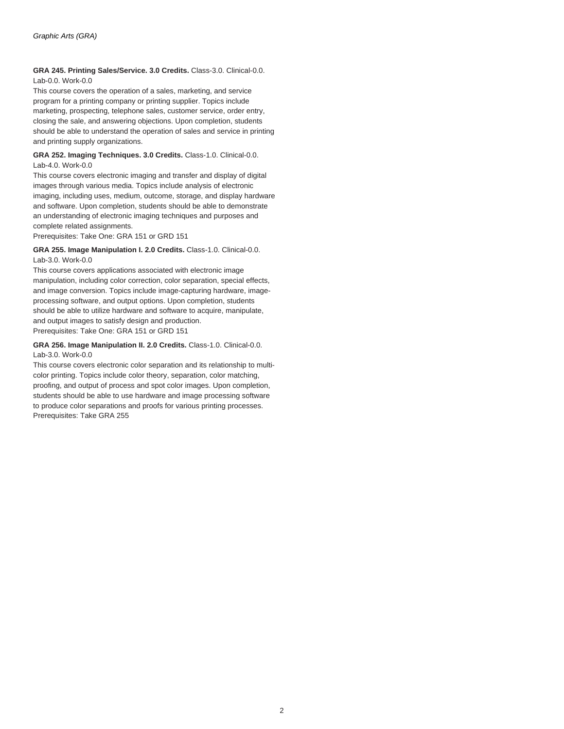**GRA 245. Printing Sales/Service. 3.0 Credits.** Class-3.0. Clinical-0.0. Lab-0.0. Work-0.0

This course covers the operation of a sales, marketing, and service program for a printing company or printing supplier. Topics include marketing, prospecting, telephone sales, customer service, order entry, closing the sale, and answering objections. Upon completion, students should be able to understand the operation of sales and service in printing and printing supply organizations.

**GRA 252. Imaging Techniques. 3.0 Credits.** Class-1.0. Clinical-0.0. Lab-4.0. Work-0.0

This course covers electronic imaging and transfer and display of digital images through various media. Topics include analysis of electronic imaging, including uses, medium, outcome, storage, and display hardware and software. Upon completion, students should be able to demonstrate an understanding of electronic imaging techniques and purposes and complete related assignments.

Prerequisites: Take One: GRA 151 or GRD 151

**GRA 255. Image Manipulation I. 2.0 Credits.** Class-1.0. Clinical-0.0. Lab-3.0. Work-0.0

This course covers applications associated with electronic image manipulation, including color correction, color separation, special effects, and image conversion. Topics include image-capturing hardware, image-processing software, and output options. Upon completion, students should be able to utilize hardware and software to acquire, manipulate, and output images to satisfy design and production.

Prerequisites: Take One: GRA 151 or GRD 151

**GRA 256. Image Manipulation II. 2.0 Credits.** Class-1.0. Clinical-0.0. Lab-3.0. Work-0.0

This course covers electronic color separation and its relationship to multi-color printing. Topics include color theory, separation, color matching, proofing, and output of process and spot color images. Upon completion, students should be able to use hardware and image processing software to produce color separations and proofs for various printing processes.

Prerequisites: Take GRA 255